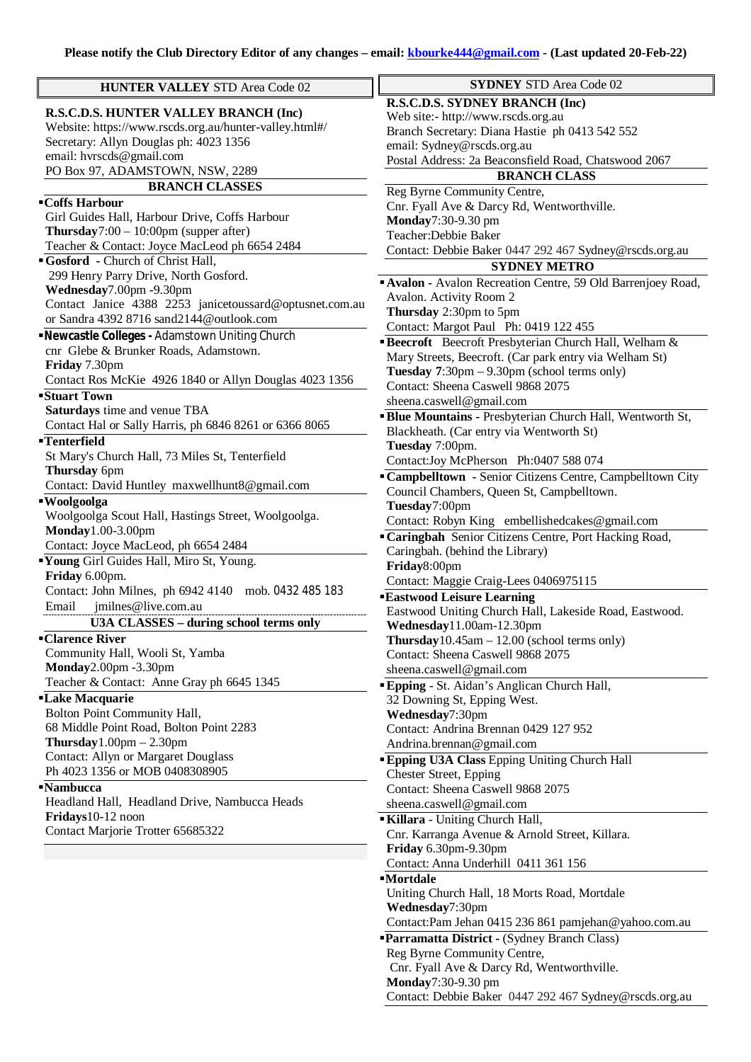**Please notify the Club Directory Editor of any changes – email: [kbourke444@gmail.com](mailto:kbourke444@gmail.com) - (Last updated 20-Feb-22)**

## HUNTER VALLEY STD Area Code 02

**R.S.C.D.S. HUNTER VALLEY BRANCH (Inc)**
Website: https://www.rscds.org.au/hunter-valley.html#/
Secretary: Allyn Douglas ph: 4023 1356
email: hvrscds@gmail.com
PO Box 97, ADAMSTOWN, NSW, 2289

### BRANCH CLASSES

- **Coffs Harbour**
  Girl Guides Hall, Harbour Drive, Coffs Harbour
  **Thursday** 7:00 – 10:00pm (supper after)
  Teacher & Contact: Joyce MacLeod ph 6654 2484
- **Gosford** - Church of Christ Hall,
  299 Henry Parry Drive, North Gosford.
  **Wednesday** 7.00pm -9.30pm
  Contact Janice 4388 2253 janicetoussard@optusnet.com.au or Sandra 4392 8716 sand2144@outlook.com
- **Newcastle Colleges** - Adamstown Uniting Church
  cnr Glebe & Brunker Roads, Adamstown.
  **Friday** 7.30pm
  Contact Ros McKie 4926 1840 or Allyn Douglas 4023 1356
- **Stuart Town**
  **Saturdays** time and venue TBA
  Contact Hal or Sally Harris, ph 6846 8261 or 6366 8065
- **Tenterfield**
  St Mary's Church Hall, 73 Miles St, Tenterfield
  **Thursday** 6pm
  Contact: David Huntley maxwellhunt8@gmail.com
- **Woolgoolga**
  Woolgoolga Scout Hall, Hastings Street, Woolgoolga.
  **Monday** 1.00-3.00pm
  Contact: Joyce MacLeod, ph 6654 2484
- **Young** Girl Guides Hall, Miro St, Young.
  **Friday** 6.00pm.
  Contact: John Milnes, ph 6942 4140 mob. 0432 485 183
  Email jmilnes@live.com.au

### U3A CLASSES – during school terms only

- **Clarence River**
  Community Hall, Wooli St, Yamba
  **Monday** 2.00pm -3.30pm
  Teacher & Contact: Anne Gray ph 6645 1345
- **Lake Macquarie**
  Bolton Point Community Hall,
  68 Middle Point Road, Bolton Point 2283
  **Thursday** 1.00pm – 2.30pm
  Contact: Allyn or Margaret Douglass
  Ph 4023 1356 or MOB 0408308905
- **Nambucca**
  Headland Hall, Headland Drive, Nambucca Heads
  **Fridays** 10-12 noon
  Contact Marjorie Trotter 65685322

## SYDNEY STD Area Code 02

**R.S.C.D.S. SYDNEY BRANCH (Inc)**
Web site:- http://www.rscds.org.au
Branch Secretary: Diana Hastie ph 0413 542 552
email: Sydney@rscds.org.au
Postal Address: 2a Beaconsfield Road, Chatswood 2067

### BRANCH CLASS

Reg Byrne Community Centre,
Cnr. Fyall Ave & Darcy Rd, Wentworthville.
**Monday** 7:30-9.30 pm
Teacher:Debbie Baker
Contact: Debbie Baker 0447 292 467 Sydney@rscds.org.au

### SYDNEY METRO

- **Avalon** - Avalon Recreation Centre, 59 Old Barrenjoey Road, Avalon. Activity Room 2
  **Thursday** 2:30pm to 5pm
  Contact: Margot Paul Ph: 0419 122 455
- **Beecroft** Beecroft Presbyterian Church Hall, Welham & Mary Streets, Beecroft. (Car park entry via Welham St)
  **Tuesday 7**:30pm – 9.30pm (school terms only)
  Contact: Sheena Caswell 9868 2075
  sheena.caswell@gmail.com
- **Blue Mountains** - Presbyterian Church Hall, Wentworth St, Blackheath. (Car entry via Wentworth St)
  **Tuesday** 7:00pm.
  Contact:Joy McPherson Ph:0407 588 074
- **Campbelltown** - Senior Citizens Centre, Campbelltown City Council Chambers, Queen St, Campbelltown.
  **Tuesday** 7:00pm
  Contact: Robyn King embellishedcakes@gmail.com
- **Caringbah** Senior Citizens Centre, Port Hacking Road, Caringbah. (behind the Library)
  **Friday** 8:00pm
  Contact: Maggie Craig-Lees 0406975115
- **Eastwood Leisure Learning**
  Eastwood Uniting Church Hall, Lakeside Road, Eastwood.
  **Wednesday** 11.00am-12.30pm
  **Thursday** 10.45am – 12.00 (school terms only)
  Contact: Sheena Caswell 9868 2075
  sheena.caswell@gmail.com
- **Epping** - St. Aidan's Anglican Church Hall,
  32 Downing St, Epping West.
  **Wednesday** 7:30pm
  Contact: Andrina Brennan 0429 127 952
  Andrina.brennan@gmail.com
- **Epping U3A Class** Epping Uniting Church Hall
  Chester Street, Epping
  Contact: Sheena Caswell 9868 2075
  sheena.caswell@gmail.com
- **Killara** - Uniting Church Hall,
  Cnr. Karranga Avenue & Arnold Street, Killara.
  **Friday** 6.30pm-9.30pm
  Contact: Anna Underhill 0411 361 156
- **Mortdale**
  Uniting Church Hall, 18 Morts Road, Mortdale
  **Wednesday** 7:30pm
  Contact:Pam Jehan 0415 236 861 pamjehan@yahoo.com.au
- **Parramatta District** - (Sydney Branch Class)
  Reg Byrne Community Centre,
  Cnr. Fyall Ave & Darcy Rd, Wentworthville.
  **Monday** 7:30-9.30 pm
  Contact: Debbie Baker 0447 292 467 Sydney@rscds.org.au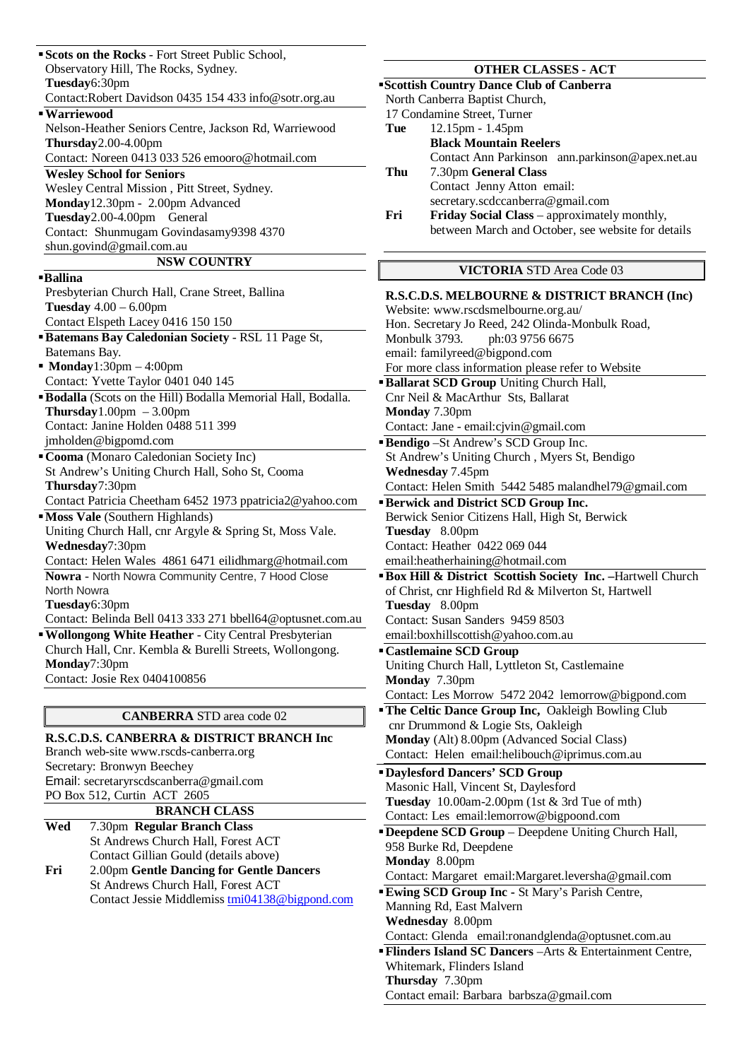- **Scots on the Rocks** - Fort Street Public School, Observatory Hill, The Rocks, Sydney.
  **Tuesday**6:30pm
  Contact:Robert Davidson 0435 154 433 info@sotr.org.au
- **Warriewood**
  Nelson-Heather Seniors Centre, Jackson Rd, Warriewood
  **Thursday**2.00-4.00pm
  Contact: Noreen 0413 033 526 emooro@hotmail.com

**Wesley School for Seniors**
Wesley Central Mission , Pitt Street, Sydney.
**Monday**12.30pm - 2.00pm Advanced
**Tuesday**2.00-4.00pm General
Contact: Shunmugam Govindasamy9398 4370 shun.govind@gmail.com.au

## NSW COUNTRY

- **Ballina**
  Presbyterian Church Hall, Crane Street, Ballina
  **Tuesday** 4.00 – 6.00pm
  Contact Elspeth Lacey 0416 150 150
- **Batemans Bay Caledonian Society** - RSL 11 Page St, Batemans Bay.
- **Monday**1:30pm – 4:00pm
  Contact: Yvette Taylor 0401 040 145
- **Bodalla** (Scots on the Hill) Bodalla Memorial Hall, Bodalla.
  **Thursday**1.00pm – 3.00pm
  Contact: Janine Holden 0488 511 399 jmholden@bigpomd.com
- **Cooma** (Monaro Caledonian Society Inc)
  St Andrew's Uniting Church Hall, Soho St, Cooma
  **Thursday**7:30pm
  Contact Patricia Cheetham 6452 1973 ppatricia2@yahoo.com
- **Moss Vale** (Southern Highlands)
  Uniting Church Hall, cnr Argyle & Spring St, Moss Vale.
  **Wednesday**7:30pm
  Contact: Helen Wales 4861 6471 eilidhmarg@hotmail.com

**Nowra** - North Nowra Community Centre, 7 Hood Close North Nowra
**Tuesday**6:30pm
Contact: Belinda Bell 0413 333 271 bbell64@optusnet.com.au

- **Wollongong White Heather** - City Central Presbyterian Church Hall, Cnr. Kembla & Burelli Streets, Wollongong.
  **Monday**7:30pm
  Contact: Josie Rex 0404100856

## CANBERRA STD area code 02

**R.S.C.D.S. CANBERRA & DISTRICT BRANCH Inc**
Branch web-site www.rscds-canberra.org
Secretary: Bronwyn Beechey
Email: secretaryrscdscanberra@gmail.com
PO Box 512, Curtin ACT 2605

### BRANCH CLASS

**Wed** 7.30pm **Regular Branch Class**
St Andrews Church Hall, Forest ACT
Contact Gillian Gould (details above)

**Fri** 2.00pm **Gentle Dancing for Gentle Dancers**
St Andrews Church Hall, Forest ACT
Contact Jessie Middlemiss tmi04138@bigpond.com

## OTHER CLASSES - ACT

- **Scottish Country Dance Club of Canberra**
  North Canberra Baptist Church,
  17 Condamine Street, Turner

**Tue** 12.15pm - 1.45pm
**Black Mountain Reelers**
Contact Ann Parkinson ann.parkinson@apex.net.au

**Thu** 7.30pm **General Class**
Contact Jenny Atton email: secretary.scdccanberra@gmail.com

**Fri** **Friday Social Class** – approximately monthly, between March and October, see website for details

## VICTORIA STD Area Code 03

**R.S.C.D.S. MELBOURNE & DISTRICT BRANCH (Inc)**
Website: www.rscdsmelbourne.org.au/
Hon. Secretary Jo Reed, 242 Olinda-Monbulk Road, Monbulk 3793. ph:03 9756 6675
email: familyreed@bigpond.com
For more class information please refer to Website

- **Ballarat SCD Group** Uniting Church Hall, Cnr Neil & MacArthur Sts, Ballarat
  **Monday** 7.30pm
  Contact: Jane - email:cjvin@gmail.com
- **Bendigo** –St Andrew's SCD Group Inc.
  St Andrew's Uniting Church , Myers St, Bendigo
  **Wednesday** 7.45pm
  Contact: Helen Smith 5442 5485 malandhel79@gmail.com
- **Berwick and District SCD Group Inc.**
  Berwick Senior Citizens Hall, High St, Berwick
  **Tuesday** 8.00pm
  Contact: Heather 0422 069 044
  email:heatherhaining@hotmail.com
- **Box Hill & District Scottish Society Inc.** –Hartwell Church of Christ, cnr Highfield Rd & Milverton St, Hartwell
  **Tuesday** 8.00pm
  Contact: Susan Sanders 9459 8503
  email:boxhillscottish@yahoo.com.au
- **Castlemaine SCD Group**
  Uniting Church Hall, Lyttleton St, Castlemaine
  **Monday** 7.30pm
  Contact: Les Morrow 5472 2042 lemorrow@bigpond.com
- **The Celtic Dance Group Inc,** Oakleigh Bowling Club cnr Drummond & Logie Sts, Oakleigh
  **Monday** (Alt) 8.00pm (Advanced Social Class)
  Contact: Helen email:helibouch@iprimus.com.au
- **Daylesford Dancers' SCD Group**
  Masonic Hall, Vincent St, Daylesford
  **Tuesday** 10.00am-2.00pm (1st & 3rd Tue of mth)
  Contact: Les email:lemorrow@bigpoond.com
- **Deepdene SCD Group** – Deepdene Uniting Church Hall, 958 Burke Rd, Deepdene
  **Monday** 8.00pm
  Contact: Margaret email:Margaret.leversha@gmail.com
- **Ewing SCD Group Inc** - St Mary's Parish Centre, Manning Rd, East Malvern
  **Wednesday** 8.00pm
  Contact: Glenda email:ronandglenda@optusnet.com.au
- **Flinders Island SC Dancers** –Arts & Entertainment Centre, Whitemark, Flinders Island
  **Thursday** 7.30pm
  Contact email: Barbara barbsza@gmail.com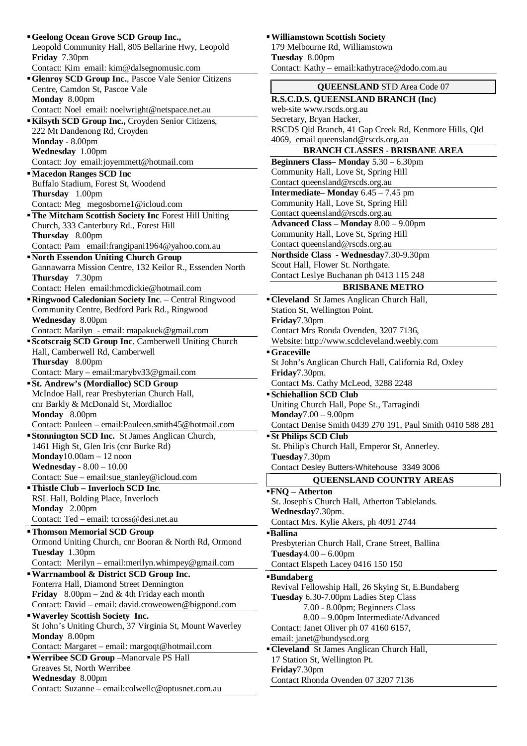- **Geelong Ocean Grove SCD Group Inc.,**
  Leopold Community Hall, 805 Bellarine Hwy, Leopold
  **Friday** 7.30pm
  Contact: Kim email: kim@dalsegnomusic.com
- **Glenroy SCD Group Inc.**, Pascoe Vale Senior Citizens Centre, Camdon St, Pascoe Vale
  **Monday** 8.00pm
  Contact: Noel email: noelwright@netspace.net.au
- **Kilsyth SCD Group Inc.,** Croyden Senior Citizens, 222 Mt Dandenong Rd, Croyden
  **Monday -** 8.00pm
  **Wednesday** 1.00pm
  Contact: Joy email:joyemmett@hotmail.com
- **Macedon Ranges SCD Inc**
  Buffalo Stadium, Forest St, Woodend
  **Thursday** 1.00pm
  Contact: Meg megosborne1@icloud.com
- **The Mitcham Scottish Society Inc** Forest Hill Uniting Church, 333 Canterbury Rd., Forest Hill
  **Thursday** 8.00pm
  Contact: Pam email:frangipani1964@yahoo.com.au
- **North Essendon Uniting Church Group**
  Gannawarra Mission Centre, 132 Keilor R., Essenden North
  **Thursday** 7.30pm
  Contact: Helen email:hmcdickie@hotmail.com
- **Ringwood Caledonian Society Inc**. – Central Ringwood Community Centre, Bedford Park Rd., Ringwood
  **Wednesday** 8.00pm
  Contact: Marilyn - email: mapakuek@gmail.com
- **Scotscraig SCD Group Inc**. Camberwell Uniting Church Hall, Camberwell Rd, Camberwell
  **Thursday** 8.00pm
  Contact: Mary – email:marybv33@gmail.com
- **St. Andrew's (Mordialloc) SCD Group**
  McIndoe Hall, rear Presbyterian Church Hall, cnr Barkly & McDonald St, Mordialloc
  **Monday** 8.00pm
  Contact: Pauleen – email:Pauleen.smith45@hotmail.com
- **Stonnington SCD Inc.** St James Anglican Church, 1461 High St, Glen Iris (cnr Burke Rd)
  **Monday**10.00am – 12 noon
  **Wednesday -** 8.00 – 10.00
  Contact: Sue – email:sue_stanley@icloud.com
- **Thistle Club – Inverloch SCD Inc**.
  RSL Hall, Bolding Place, Inverloch
  **Monday** 2.00pm
  Contact: Ted – email: tcross@desi.net.au
- **Thomson Memorial SCD Group**
  Ormond Uniting Church, cnr Booran & North Rd, Ormond
  **Tuesday** 1.30pm
  Contact: Merilyn – email:merilyn.whimpey@gmail.com
- **Warrnambool & District SCD Group Inc.**
  Fonterra Hall, Diamond Street Dennington
  **Friday** 8.00pm – 2nd & 4th Friday each month
  Contact: David – email: david.croweowen@bigpond.com
- **Waverley Scottish Society Inc.**
  St John's Uniting Church, 37 Virginia St, Mount Waverley
  **Monday** 8.00pm
  Contact: Margaret – email: margoqt@hotmail.com
- **Werribee SCD Group** –Manorvale PS Hall
  Greaves St, North Werribee
  **Wednesday** 8.00pm
  Contact: Suzanne – email:colwellc@optusnet.com.au
- **Williamstown Scottish Society**
  179 Melbourne Rd, Williamstown
  **Tuesday** 8.00pm
  Contact: Kathy – email:kathytrace@dodo.com.au

## QUEENSLAND STD Area Code 07

**R.S.C.D.S. QUEENSLAND BRANCH (Inc)**
web-site www.rscds.org.au
Secretary, Bryan Hacker,
RSCDS Qld Branch, 41 Gap Creek Rd, Kenmore Hills, Qld 4069, email queensland@rscds.org.au

### BRANCH CLASSES - BRISBANE AREA

**Beginners Class– Monday** 5.30 – 6.30pm
Community Hall, Love St, Spring Hill
Contact queensland@rscds.org.au

**Intermediate– Monday** 6.45 – 7.45 pm
Community Hall, Love St, Spring Hill
Contact queensland@rscds.org.au

**Advanced Class – Monday** 8.00 – 9.00pm
Community Hall, Love St, Spring Hill
Contact queensland@rscds.org.au

**Northside Class - Wednesday**7.30-9.30pm
Scout Hall, Flower St. Northgate.
Contact Leslye Buchanan ph 0413 115 248

### BRISBANE METRO

- **Cleveland** St James Anglican Church Hall, Station St, Wellington Point.
  **Friday**7.30pm
  Contact Mrs Ronda Ovenden, 3207 7136,
  Website: http://www.scdcleveland.weebly.com
- **Graceville**
  St John's Anglican Church Hall, California Rd, Oxley
  **Friday**7.30pm.
  Contact Ms. Cathy McLeod, 3288 2248
- **Schiehallion SCD Club**
  Uniting Church Hall, Pope St., Tarragindi
  **Monday**7.00 – 9.00pm
  Contact Denise Smith 0439 270 191, Paul Smith 0410 588 281
- **St Philips SCD Club**
  St. Philip's Church Hall, Emperor St, Annerley.
  **Tuesday**7.30pm
  Contact Desley Butters-Whitehouse 3349 3006

### QUEENSLAND COUNTRY AREAS

- **FNQ – Atherton**
  St. Joseph's Church Hall, Atherton Tablelands.
  **Wednesday**7.30pm.
  Contact Mrs. Kylie Akers, ph 4091 2744
- **Ballina**
  Presbyterian Church Hall, Crane Street, Ballina
  **Tuesday**4.00 – 6.00pm
  Contact Elspeth Lacey 0416 150 150
- **Bundaberg**
  Revival Fellowship Hall, 26 Skying St, E.Bundaberg
  **Tuesday** 6.30-7.00pm Ladies Step Class
  7.00 - 8.00pm; Beginners Class
  8.00 – 9.00pm Intermediate/Advanced
  Contact: Janet Oliver ph 07 4160 6157,
  email: janet@bundyscd.org
- **Cleveland** St James Anglican Church Hall, 17 Station St, Wellington Pt.
  **Friday**7.30pm
  Contact Rhonda Ovenden 07 3207 7136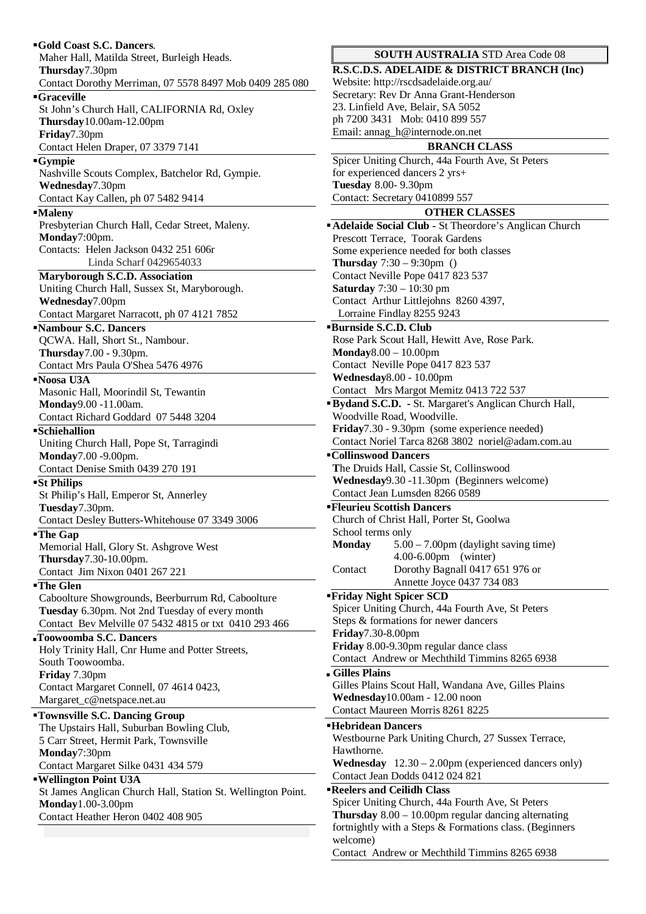- **Gold Coast S.C. Dancers**.
  Maher Hall, Matilda Street, Burleigh Heads.
  **Thursday**7.30pm
  Contact Dorothy Merriman, 07 5578 8497 Mob 0409 285 080
- **Graceville**
  St John's Church Hall, CALIFORNIA Rd, Oxley
  **Thursday**10.00am-12.00pm
  **Friday**7.30pm
  Contact Helen Draper, 07 3379 7141
- **Gympie**
  Nashville Scouts Complex, Batchelor Rd, Gympie.
  **Wednesday**7.30pm
  Contact Kay Callen, ph 07 5482 9414
- **Maleny**
  Presbyterian Church Hall, Cedar Street, Maleny.
  **Monday**7:00pm.
  Contacts: Helen Jackson 0432 251 606r
  Linda Scharf 0429654033

**Maryborough S.C.D. Association**
Uniting Church Hall, Sussex St, Maryborough.
**Wednesday**7.00pm
Contact Margaret Narracott, ph 07 4121 7852

- **Nambour S.C. Dancers**
  QCWA. Hall, Short St., Nambour.
  **Thursday**7.00 - 9.30pm.
  Contact Mrs Paula O'Shea 5476 4976
- **Noosa U3A**
  Masonic Hall, Moorindil St, Tewantin
  **Monday**9.00 -11.00am.
  Contact Richard Goddard 07 5448 3204
- **Schiehallion**
  Uniting Church Hall, Pope St, Tarragindi
  **Monday**7.00 -9.00pm.
  Contact Denise Smith 0439 270 191
- **St Philips**
  St Philip's Hall, Emperor St, Annerley
  **Tuesday**7.30pm.
  Contact Desley Butters-Whitehouse 07 3349 3006
- **The Gap**
  Memorial Hall, Glory St. Ashgrove West
  **Thursday**7.30-10.00pm.
  Contact Jim Nixon 0401 267 221
- **The Glen**
  Caboolture Showgrounds, Beerburrum Rd, Caboolture
  **Tuesday** 6.30pm. Not 2nd Tuesday of every month
  Contact Bev Melville 07 5432 4815 or txt 0410 293 466
- **Toowoomba S.C. Dancers**
  Holy Trinity Hall, Cnr Hume and Potter Streets, South Toowoomba.
  **Friday** 7.30pm
  Contact Margaret Connell, 07 4614 0423, Margaret_c@netspace.net.au
- **Townsville S.C. Dancing Group**
  The Upstairs Hall, Suburban Bowling Club, 5 Carr Street, Hermit Park, Townsville
  **Monday**7:30pm
  Contact Margaret Silke 0431 434 579
- **Wellington Point U3A**
  St James Anglican Church Hall, Station St. Wellington Point.
  **Monday**1.00-3.00pm
  Contact Heather Heron 0402 408 905

## SOUTH AUSTRALIA STD Area Code 08

**R.S.C.D.S. ADELAIDE & DISTRICT BRANCH (Inc)**
Website: http://rscdsadelaide.org.au/
Secretary: Rev Dr Anna Grant-Henderson
23. Linfield Ave, Belair, SA 5052
ph 7200 3431 Mob: 0410 899 557
Email: annag_h@internode.on.net

### BRANCH CLASS

Spicer Uniting Church, 44a Fourth Ave, St Peters
for experienced dancers 2 yrs+
**Tuesday** 8.00- 9.30pm
Contact: Secretary 0410899 557

### OTHER CLASSES

- **Adelaide Social Club** - St Theordore's Anglican Church Prescott Terrace, Toorak Gardens
  Some experience needed for both classes
  **Thursday** 7:30 – 9:30pm ()
  Contact Neville Pope 0417 823 537
  **Saturday** 7:30 – 10:30 pm
  Contact Arthur Littlejohns 8260 4397,
  Lorraine Findlay 8255 9243
- **Burnside S.C.D. Club**
  Rose Park Scout Hall, Hewitt Ave, Rose Park.
  **Monday**8.00 – 10.00pm
  Contact Neville Pope 0417 823 537
  **Wednesday**8.00 - 10.00pm
  Contact Mrs Margot Memitz 0413 722 537
- **Bydand S.C.D.** - St. Margaret's Anglican Church Hall, Woodville Road, Woodville.
  **Friday**7.30 - 9.30pm (some experience needed)
  Contact Noriel Tarca 8268 3802 noriel@adam.com.au
- **Collinswood Dancers**
  The Druids Hall, Cassie St, Collinswood
  **Wednesday**9.30 -11.30pm (Beginners welcome)
  Contact Jean Lumsden 8266 0589
- **Fleurieu Scottish Dancers**
  Church of Christ Hall, Porter St, Goolwa
  School terms only
  **Monday** 5.00 – 7.00pm (daylight saving time)
  4.00-6.00pm (winter)
  Contact Dorothy Bagnall 0417 651 976 or
  Annette Joyce 0437 734 083
- **Friday Night Spicer SCD**
  Spicer Uniting Church, 44a Fourth Ave, St Peters
  Steps & formations for newer dancers
  **Friday**7.30-8.00pm
  **Friday** 8.00-9.30pm regular dance class
  Contact Andrew or Mechthild Timmins 8265 6938
- **Gilles Plains**
  Gilles Plains Scout Hall, Wandana Ave, Gilles Plains
  **Wednesday**10.00am - 12.00 noon
  Contact Maureen Morris 8261 8225
- **Hebridean Dancers**
  Westbourne Park Uniting Church, 27 Sussex Terrace, Hawthorne.
  **Wednesday** 12.30 – 2.00pm (experienced dancers only)
  Contact Jean Dodds 0412 024 821
- **Reelers and Ceilidh Class**
  Spicer Uniting Church, 44a Fourth Ave, St Peters
  **Thursday** 8.00 – 10.00pm regular dancing alternating fortnightly with a Steps & Formations class. (Beginners welcome)
  Contact Andrew or Mechthild Timmins 8265 6938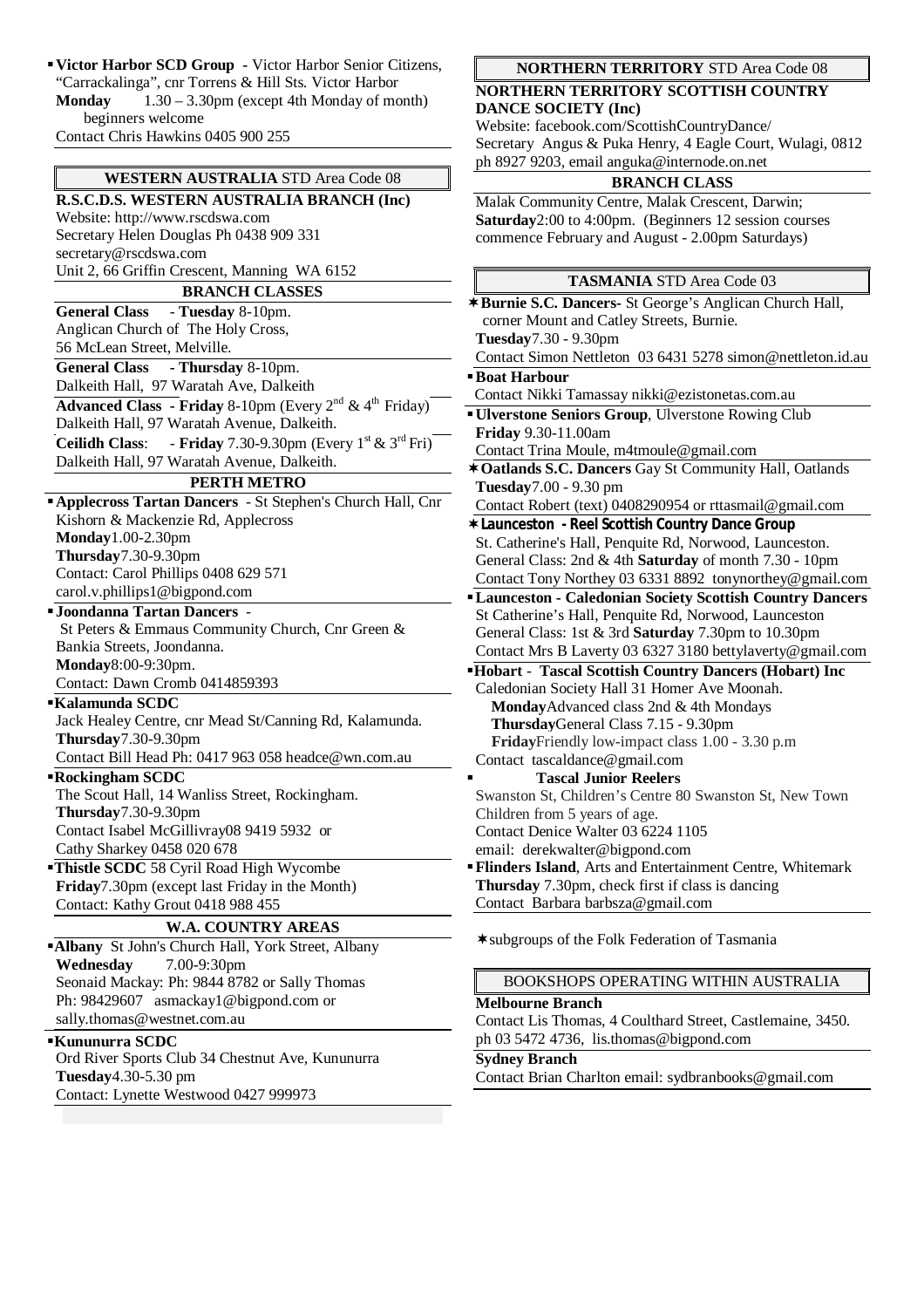- **Victor Harbor SCD Group** - Victor Harbor Senior Citizens, "Carrackalinga", cnr Torrens & Hill Sts. Victor Harbor
  **Monday** 1.30 – 3.30pm (except 4th Monday of month) beginners welcome
  Contact Chris Hawkins 0405 900 255

## WESTERN AUSTRALIA STD Area Code 08

**R.S.C.D.S. WESTERN AUSTRALIA BRANCH (Inc)**
Website: http://www.rscdswa.com
Secretary Helen Douglas Ph 0438 909 331
secretary@rscdswa.com
Unit 2, 66 Griffin Crescent, Manning WA 6152

### BRANCH CLASSES

**General Class** - **Tuesday** 8-10pm.
Anglican Church of The Holy Cross,
56 McLean Street, Melville.

**General Class** - **Thursday** 8-10pm.
Dalkeith Hall, 97 Waratah Ave, Dalkeith

**Advanced Class** - **Friday** 8-10pm (Every 2nd & 4th Friday)
Dalkeith Hall, 97 Waratah Avenue, Dalkeith.

**Ceilidh Class**: - **Friday** 7.30-9.30pm (Every 1st & 3rd Fri)
Dalkeith Hall, 97 Waratah Avenue, Dalkeith.

### PERTH METRO

- **Applecross Tartan Dancers** - St Stephen's Church Hall, Cnr Kishorn & Mackenzie Rd, Applecross
  **Monday**1.00-2.30pm
  **Thursday**7.30-9.30pm
  Contact: Carol Phillips 0408 629 571
  carol.v.phillips1@bigpond.com
- **Joondanna Tartan Dancers** -
  St Peters & Emmaus Community Church, Cnr Green & Bankia Streets, Joondanna.
  **Monday**8:00-9:30pm.
  Contact: Dawn Cromb 0414859393
- **Kalamunda SCDC**
  Jack Healey Centre, cnr Mead St/Canning Rd, Kalamunda.
  **Thursday**7.30-9.30pm
  Contact Bill Head Ph: 0417 963 058 headce@wn.com.au
- **Rockingham SCDC**
  The Scout Hall, 14 Wanliss Street, Rockingham.
  **Thursday**7.30-9.30pm
  Contact Isabel McGillivray08 9419 5932 or
  Cathy Sharkey 0458 020 678
- **Thistle SCDC** 58 Cyril Road High Wycombe
  **Friday**7.30pm (except last Friday in the Month)
  Contact: Kathy Grout 0418 988 455

### W.A. COUNTRY AREAS

- **Albany** St John's Church Hall, York Street, Albany
  **Wednesday** 7.00-9:30pm
  Seonaid Mackay: Ph: 9844 8782 or Sally Thomas
  Ph: 98429607 asmackay1@bigpond.com or
  sally.thomas@westnet.com.au
- **Kununurra SCDC**
  Ord River Sports Club 34 Chestnut Ave, Kununurra
  **Tuesday**4.30-5.30 pm
  Contact: Lynette Westwood 0427 999973

## NORTHERN TERRITORY STD Area Code 08

**NORTHERN TERRITORY SCOTTISH COUNTRY DANCE SOCIETY (Inc)**
Website: facebook.com/ScottishCountryDance/
Secretary Angus & Puka Henry, 4 Eagle Court, Wulagi, 0812
ph 8927 9203, email anguka@internode.on.net

### BRANCH CLASS

Malak Community Centre, Malak Crescent, Darwin;
**Saturday**2:00 to 4:00pm. (Beginners 12 session courses commence February and August - 2.00pm Saturdays)

## TASMANIA STD Area Code 03

- ✶**Burnie S.C. Dancers**- St George's Anglican Church Hall, corner Mount and Catley Streets, Burnie.
  **Tuesday**7.30 - 9.30pm
  Contact Simon Nettleton 03 6431 5278 simon@nettleton.id.au
- **Boat Harbour**
  Contact Nikki Tamassay nikki@ezistonetas.com.au
- **Ulverstone Seniors Group**, Ulverstone Rowing Club
  **Friday** 9.30-11.00am
  Contact Trina Moule, m4tmoule@gmail.com
- ✶**Oatlands S.C. Dancers** Gay St Community Hall, Oatlands
  **Tuesday**7.00 - 9.30 pm
  Contact Robert (text) 0408290954 or rttasmail@gmail.com
- ✶**Launceston - Reel Scottish Country Dance Group**
  St. Catherine's Hall, Penquite Rd, Norwood, Launceston.
  General Class: 2nd & 4th **Saturday** of month 7.30 - 10pm
  Contact Tony Northey 03 6331 8892 tonynorthey@gmail.com
- **Launceston - Caledonian Society Scottish Country Dancers**
  St Catherine's Hall, Penquite Rd, Norwood, Launceston
  General Class: 1st & 3rd **Saturday** 7.30pm to 10.30pm
  Contact Mrs B Laverty 03 6327 3180 bettylaverty@gmail.com
- **Hobart - Tascal Scottish Country Dancers (Hobart) Inc**
  Caledonian Society Hall 31 Homer Ave Moonah.
  **Monday**Advanced class 2nd & 4th Mondays
  **Thursday**General Class 7.15 - 9.30pm
  **Friday**Friendly low-impact class 1.00 - 3.30 p.m
  Contact tascaldance@gmail.com
- **Tascal Junior Reelers**
  Swanston St, Children's Centre 80 Swanston St, New Town
  Children from 5 years of age.
  Contact Denice Walter 03 6224 1105
  email: derekwalter@bigpond.com
- **Flinders Island**, Arts and Entertainment Centre, Whitemark
  **Thursday** 7.30pm, check first if class is dancing
  Contact Barbara barbsza@gmail.com

✶subgroups of the Folk Federation of Tasmania

## BOOKSHOPS OPERATING WITHIN AUSTRALIA

**Melbourne Branch**
Contact Lis Thomas, 4 Coulthard Street, Castlemaine, 3450.
ph 03 5472 4736, lis.thomas@bigpond.com

**Sydney Branch**
Contact Brian Charlton email: sydbranbooks@gmail.com